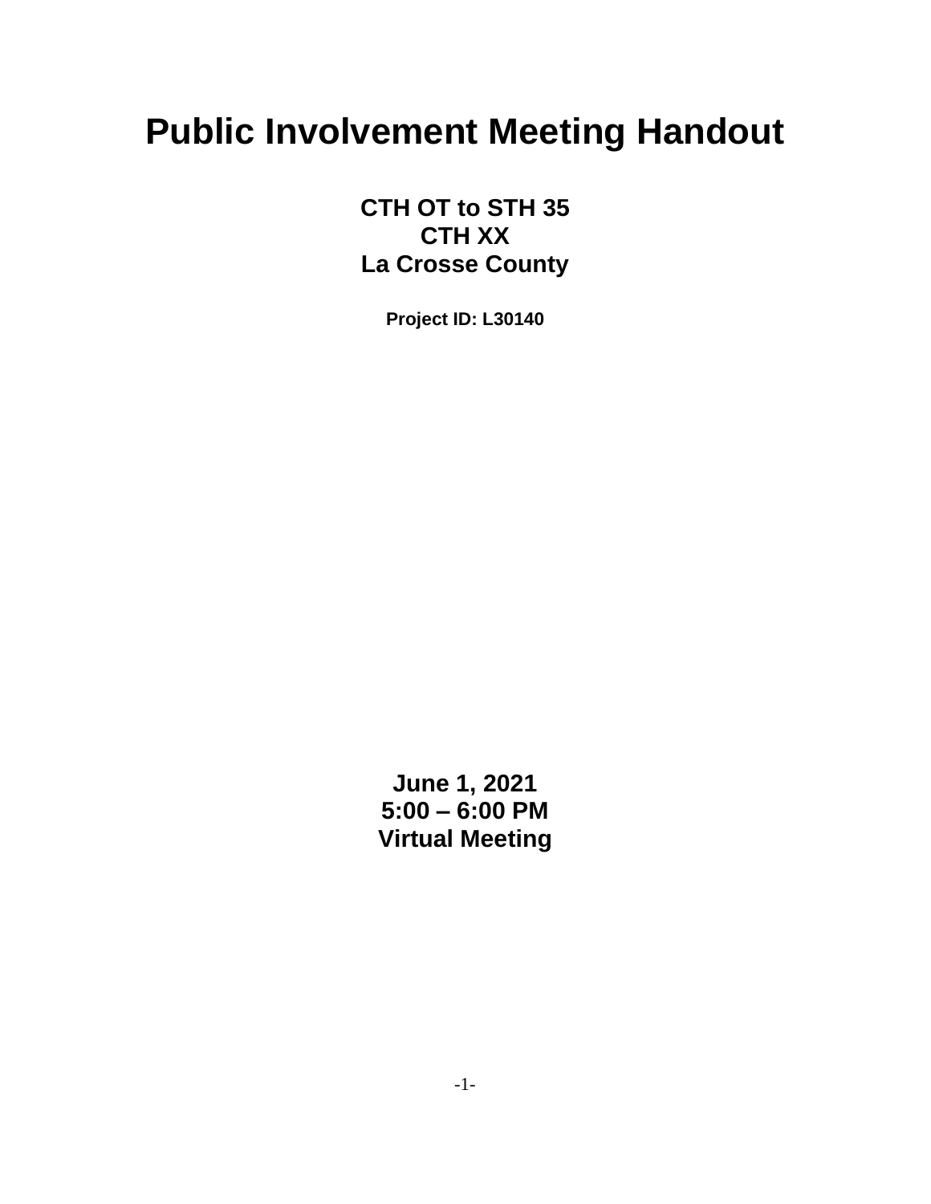# Public Involvement Meeting Handout

**CTH OT to STH 35**
**CTH XX**
**La Crosse County**

**Project ID: L30140**

**June 1, 2021**
**5:00 – 6:00 PM**
**Virtual Meeting**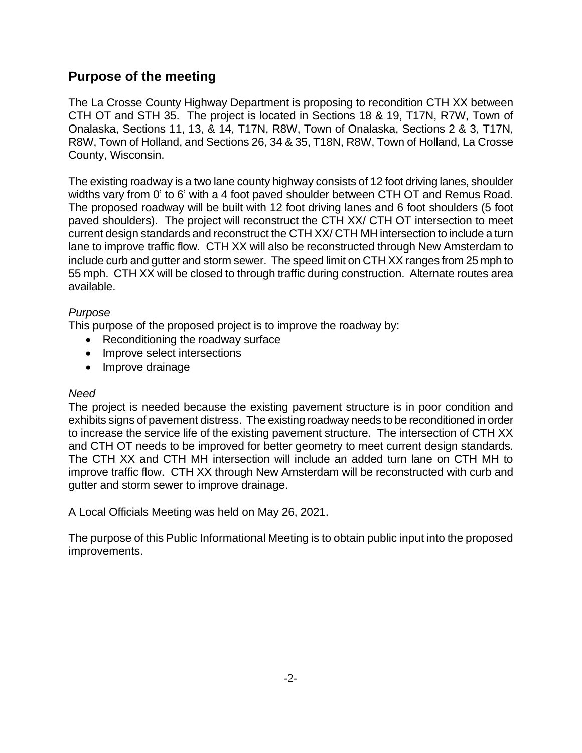## Purpose of the meeting

The La Crosse County Highway Department is proposing to recondition CTH XX between CTH OT and STH 35. The project is located in Sections 18 & 19, T17N, R7W, Town of Onalaska, Sections 11, 13, & 14, T17N, R8W, Town of Onalaska, Sections 2 & 3, T17N, R8W, Town of Holland, and Sections 26, 34 & 35, T18N, R8W, Town of Holland, La Crosse County, Wisconsin.

The existing roadway is a two lane county highway consists of 12 foot driving lanes, shoulder widths vary from 0' to 6' with a 4 foot paved shoulder between CTH OT and Remus Road. The proposed roadway will be built with 12 foot driving lanes and 6 foot shoulders (5 foot paved shoulders). The project will reconstruct the CTH XX/ CTH OT intersection to meet current design standards and reconstruct the CTH XX/ CTH MH intersection to include a turn lane to improve traffic flow. CTH XX will also be reconstructed through New Amsterdam to include curb and gutter and storm sewer. The speed limit on CTH XX ranges from 25 mph to 55 mph. CTH XX will be closed to through traffic during construction. Alternate routes area available.

*Purpose*

This purpose of the proposed project is to improve the roadway by:

- Reconditioning the roadway surface
- Improve select intersections
- Improve drainage

*Need*

The project is needed because the existing pavement structure is in poor condition and exhibits signs of pavement distress. The existing roadway needs to be reconditioned in order to increase the service life of the existing pavement structure. The intersection of CTH XX and CTH OT needs to be improved for better geometry to meet current design standards. The CTH XX and CTH MH intersection will include an added turn lane on CTH MH to improve traffic flow. CTH XX through New Amsterdam will be reconstructed with curb and gutter and storm sewer to improve drainage.

A Local Officials Meeting was held on May 26, 2021.

The purpose of this Public Informational Meeting is to obtain public input into the proposed improvements.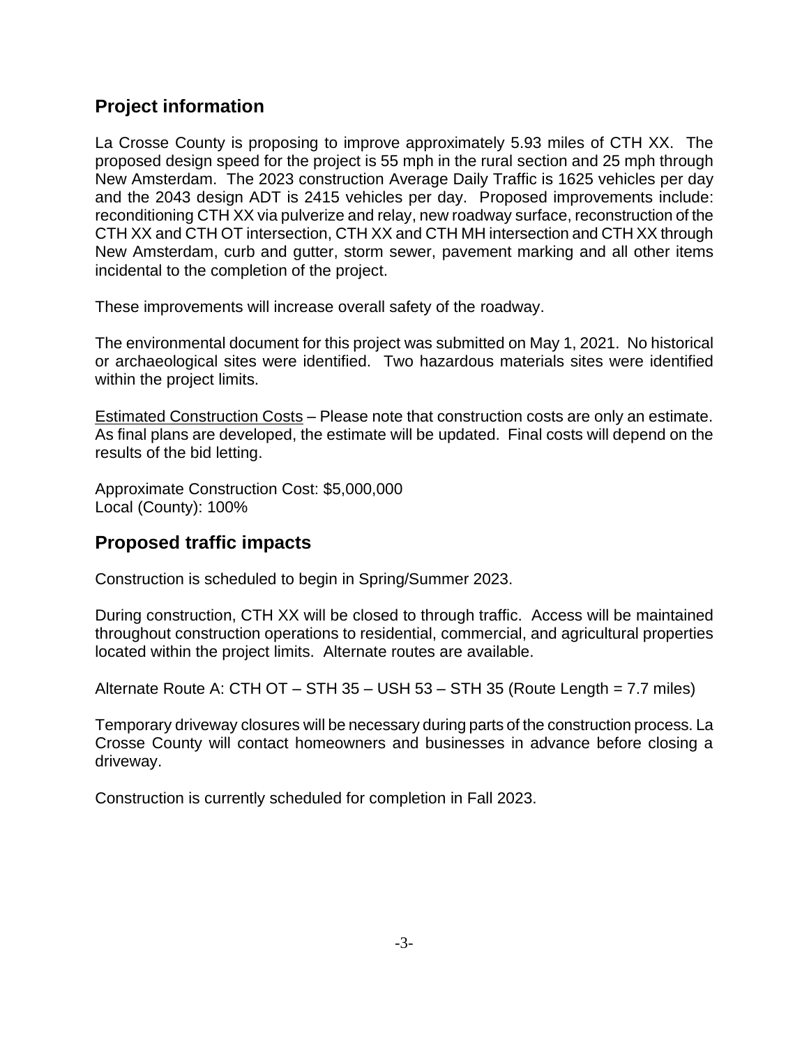## Project information

La Crosse County is proposing to improve approximately 5.93 miles of CTH XX. The proposed design speed for the project is 55 mph in the rural section and 25 mph through New Amsterdam. The 2023 construction Average Daily Traffic is 1625 vehicles per day and the 2043 design ADT is 2415 vehicles per day. Proposed improvements include: reconditioning CTH XX via pulverize and relay, new roadway surface, reconstruction of the CTH XX and CTH OT intersection, CTH XX and CTH MH intersection and CTH XX through New Amsterdam, curb and gutter, storm sewer, pavement marking and all other items incidental to the completion of the project.

These improvements will increase overall safety of the roadway.

The environmental document for this project was submitted on May 1, 2021. No historical or archaeological sites were identified. Two hazardous materials sites were identified within the project limits.

<u>Estimated Construction Costs</u> – Please note that construction costs are only an estimate. As final plans are developed, the estimate will be updated. Final costs will depend on the results of the bid letting.

Approximate Construction Cost: $5,000,000
Local (County): 100%

## Proposed traffic impacts

Construction is scheduled to begin in Spring/Summer 2023.

During construction, CTH XX will be closed to through traffic. Access will be maintained throughout construction operations to residential, commercial, and agricultural properties located within the project limits. Alternate routes are available.

Alternate Route A: CTH OT – STH 35 – USH 53 – STH 35 (Route Length = 7.7 miles)

Temporary driveway closures will be necessary during parts of the construction process. La Crosse County will contact homeowners and businesses in advance before closing a driveway.

Construction is currently scheduled for completion in Fall 2023.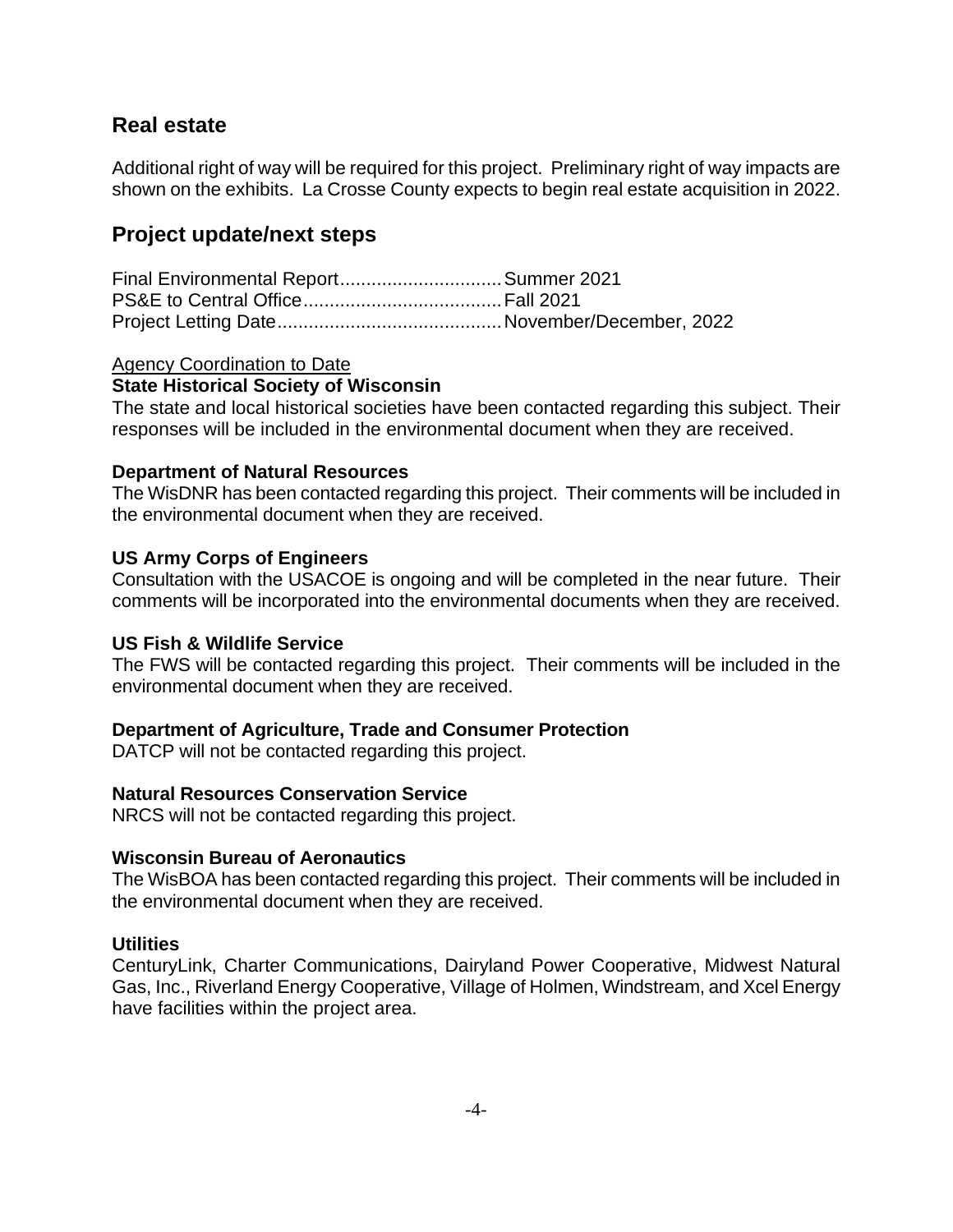## Real estate

Additional right of way will be required for this project. Preliminary right of way impacts are shown on the exhibits. La Crosse County expects to begin real estate acquisition in 2022.

## Project update/next steps

Final Environmental Report...............................Summer 2021
PS&E to Central Office......................................Fall 2021
Project Letting Date...........................................November/December, 2022

Agency Coordination to Date

**State Historical Society of Wisconsin**

The state and local historical societies have been contacted regarding this subject. Their responses will be included in the environmental document when they are received.

**Department of Natural Resources**

The WisDNR has been contacted regarding this project. Their comments will be included in the environmental document when they are received.

**US Army Corps of Engineers**

Consultation with the USACOE is ongoing and will be completed in the near future. Their comments will be incorporated into the environmental documents when they are received.

**US Fish & Wildlife Service**

The FWS will be contacted regarding this project. Their comments will be included in the environmental document when they are received.

**Department of Agriculture, Trade and Consumer Protection**

DATCP will not be contacted regarding this project.

**Natural Resources Conservation Service**

NRCS will not be contacted regarding this project.

**Wisconsin Bureau of Aeronautics**

The WisBOA has been contacted regarding this project. Their comments will be included in the environmental document when they are received.

**Utilities**

CenturyLink, Charter Communications, Dairyland Power Cooperative, Midwest Natural Gas, Inc., Riverland Energy Cooperative, Village of Holmen, Windstream, and Xcel Energy have facilities within the project area.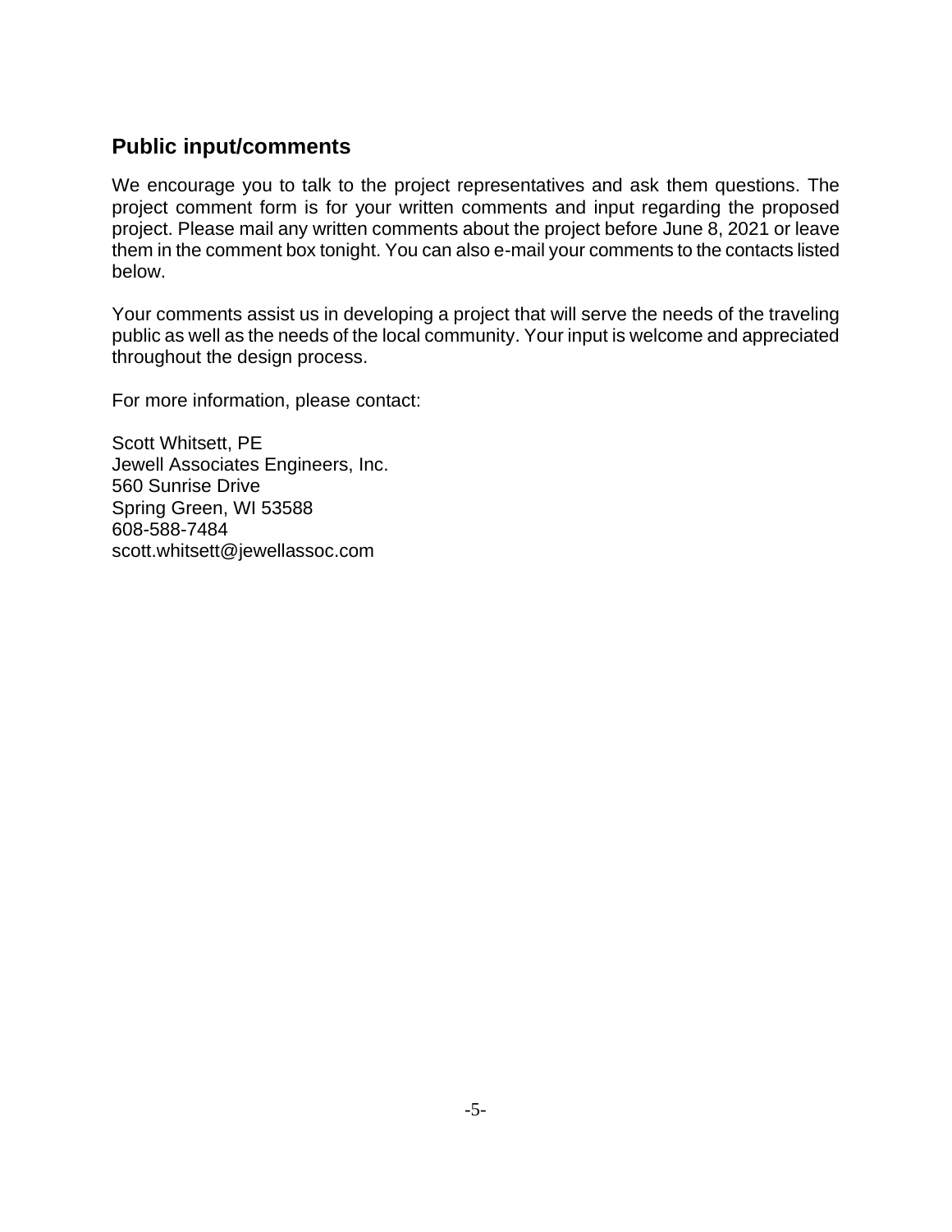## Public input/comments

We encourage you to talk to the project representatives and ask them questions. The project comment form is for your written comments and input regarding the proposed project. Please mail any written comments about the project before June 8, 2021 or leave them in the comment box tonight. You can also e-mail your comments to the contacts listed below.

Your comments assist us in developing a project that will serve the needs of the traveling public as well as the needs of the local community. Your input is welcome and appreciated throughout the design process.

For more information, please contact:

Scott Whitsett, PE
Jewell Associates Engineers, Inc.
560 Sunrise Drive
Spring Green, WI 53588
608-588-7484
scott.whitsett@jewellassoc.com